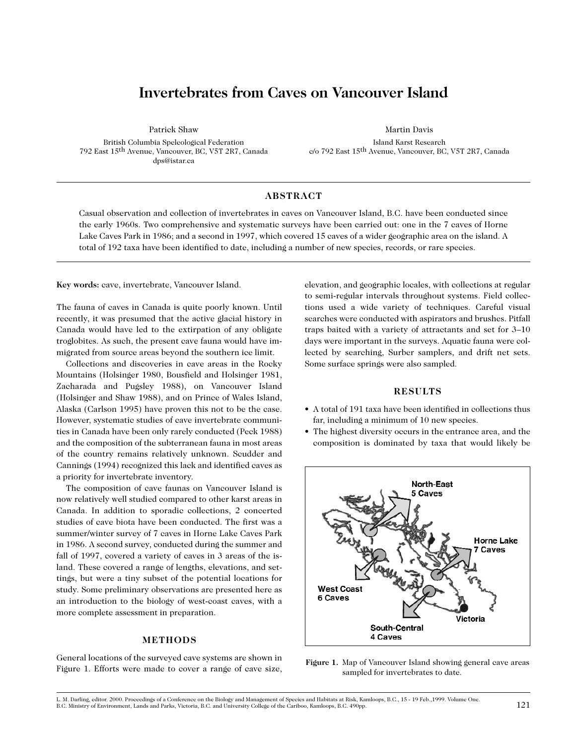# Invertebrates from Caves on Vancouver Island

Patrick Shaw
British Columbia Speleological Federation
792 East 15th Avenue, Vancouver, BC, V5T 2R7, Canada
dps@istar.ca

Martin Davis
Island Karst Research
c/o 792 East 15th Avenue, Vancouver, BC, V5T 2R7, Canada

## ABSTRACT

Casual observation and collection of invertebrates in caves on Vancouver Island, B.C. have been conducted since the early 1960s. Two comprehensive and systematic surveys have been carried out: one in the 7 caves of Horne Lake Caves Park in 1986; and a second in 1997, which covered 15 caves of a wider geographic area on the island. A total of 192 taxa have been identified to date, including a number of new species, records, or rare species.

**Key words:** cave, invertebrate, Vancouver Island.

The fauna of caves in Canada is quite poorly known. Until recently, it was presumed that the active glacial history in Canada would have led to the extirpation of any obligate troglobites. As such, the present cave fauna would have immigrated from source areas beyond the southern ice limit.

Collections and discoveries in cave areas in the Rocky Mountains (Holsinger 1980, Bousfield and Holsinger 1981, Zacharada and Pugsley 1988), on Vancouver Island (Holsinger and Shaw 1988), and on Prince of Wales Island, Alaska (Carlson 1995) have proven this not to be the case. However, systematic studies of cave invertebrate communities in Canada have been only rarely conducted (Peck 1988) and the composition of the subterranean fauna in most areas of the country remains relatively unknown. Scudder and Cannings (1994) recognized this lack and identified caves as a priority for invertebrate inventory.

The composition of cave faunas on Vancouver Island is now relatively well studied compared to other karst areas in Canada. In addition to sporadic collections, 2 concerted studies of cave biota have been conducted. The first was a summer/winter survey of 7 caves in Horne Lake Caves Park in 1986. A second survey, conducted during the summer and fall of 1997, covered a variety of caves in 3 areas of the island. These covered a range of lengths, elevations, and settings, but were a tiny subset of the potential locations for study. Some preliminary observations are presented here as an introduction to the biology of west-coast caves, with a more complete assessment in preparation.

## METHODS

General locations of the surveyed cave systems are shown in Figure 1. Efforts were made to cover a range of cave size, elevation, and geographic locales, with collections at regular to semi-regular intervals throughout systems. Field collections used a wide variety of techniques. Careful visual searches were conducted with aspirators and brushes. Pitfall traps baited with a variety of attractants and set for 3–10 days were important in the surveys. Aquatic fauna were collected by searching, Surber samplers, and drift net sets. Some surface springs were also sampled.

## RESULTS

- A total of 191 taxa have been identified in collections thus far, including a minimum of 10 new species.
- The highest diversity occurs in the entrance area, and the composition is dominated by taxa that would likely be

North-East 5 Caves; Horne Lake 7 Caves; West Coast 6 Caves; South-Central 4 Caves; Victoria

**Figure 1.** Map of Vancouver Island showing general cave areas sampled for invertebrates to date.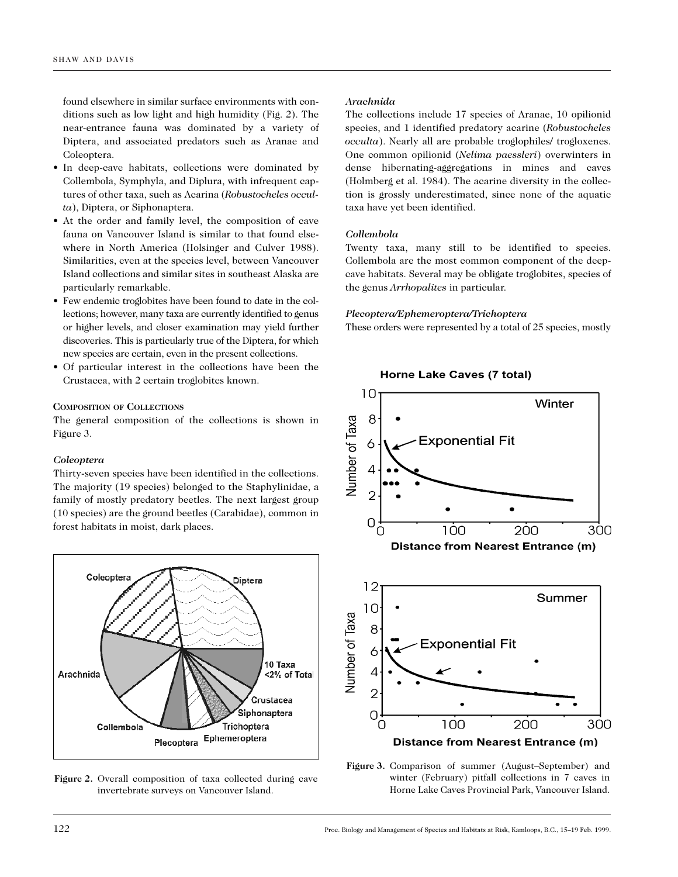found elsewhere in similar surface environments with conditions such as low light and high humidity (Fig. 2). The near-entrance fauna was dominated by a variety of Diptera, and associated predators such as Aranae and Coleoptera.

- In deep-cave habitats, collections were dominated by Collembola, Symphyla, and Diplura, with infrequent captures of other taxa, such as Acarina (*Robustocheles occulta*), Diptera, or Siphonaptera.
- At the order and family level, the composition of cave fauna on Vancouver Island is similar to that found elsewhere in North America (Holsinger and Culver 1988). Similarities, even at the species level, between Vancouver Island collections and similar sites in southeast Alaska are particularly remarkable.
- Few endemic troglobites have been found to date in the collections; however, many taxa are currently identified to genus or higher levels, and closer examination may yield further discoveries. This is particularly true of the Diptera, for which new species are certain, even in the present collections.
- Of particular interest in the collections have been the Crustacea, with 2 certain troglobites known.

### Composition of Collections

The general composition of the collections is shown in Figure 3.

#### *Coleoptera*

Thirty-seven species have been identified in the collections. The majority (19 species) belonged to the Staphylinidae, a family of mostly predatory beetles. The next largest group (10 species) are the ground beetles (Carabidae), common in forest habitats in moist, dark places.

**Figure 2.** Overall composition of taxa collected during cave invertebrate surveys on Vancouver Island.

#### *Arachnida*

The collections include 17 species of Aranae, 10 opilionid species, and 1 identified predatory acarine (*Robustocheles occulta*). Nearly all are probable troglophiles/ trogloxenes. One common opilionid (*Nelima paessleri*) overwinters in dense hibernating-aggregations in mines and caves (Holmberg et al. 1984). The acarine diversity in the collection is grossly underestimated, since none of the aquatic taxa have yet been identified.

#### *Collembola*

Twenty taxa, many still to be identified to species. Collembola are the most common component of the deep-cave habitats. Several may be obligate troglobites, species of the genus *Arrhopalites* in particular.

#### *Plecoptera/Ephemeroptera/Trichoptera*

These orders were represented by a total of 25 species, mostly

**Figure 3.** Comparison of summer (August–September) and winter (February) pitfall collections in 7 caves in Horne Lake Caves Provincial Park, Vancouver Island.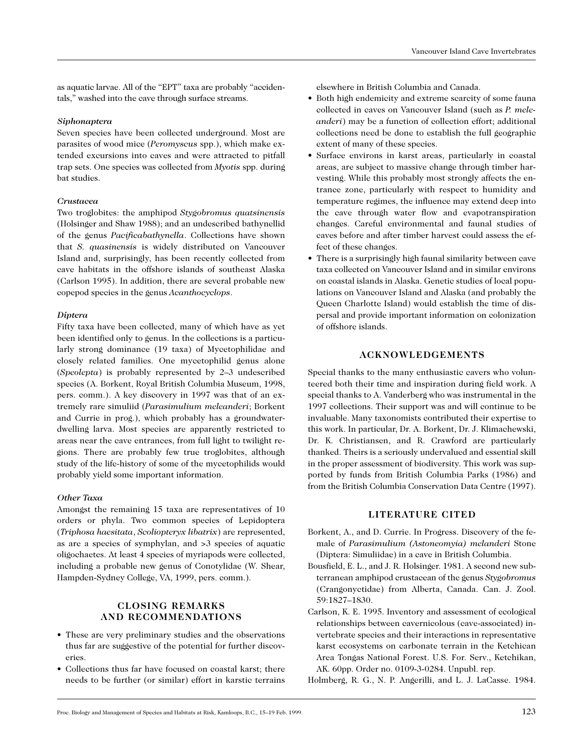as aquatic larvae. All of the "EPT" taxa are probably "accidentals," washed into the cave through surface streams.

### *Siphonaptera*

Seven species have been collected underground. Most are parasites of wood mice (*Peromyscus* spp.), which make extended excursions into caves and were attracted to pitfall trap sets. One species was collected from *Myotis* spp. during bat studies.

### *Crustacea*

Two troglobites: the amphipod *Stygobromus quatsinensis* (Holsinger and Shaw 1988); and an undescribed bathynellid of the genus *Pacificabathynella*. Collections have shown that *S. quasinensis* is widely distributed on Vancouver Island and, surprisingly, has been recently collected from cave habitats in the offshore islands of southeast Alaska (Carlson 1995). In addition, there are several probable new copepod species in the genus *Acanthocyclops*.

### *Diptera*

Fifty taxa have been collected, many of which have as yet been identified only to genus. In the collections is a particularly strong dominance (19 taxa) of Mycetophilidae and closely related families. One mycetophilid genus alone (*Speolepta*) is probably represented by 2–3 undescribed species (A. Borkent, Royal British Columbia Museum, 1998, pers. comm.). A key discovery in 1997 was that of an extremely rare simuliid (*Parasimulium meleanderi*; Borkent and Currie in prog.), which probably has a groundwater-dwelling larva. Most species are apparently restricted to areas near the cave entrances, from full light to twilight regions. There are probably few true troglobites, although study of the life-history of some of the mycetophilids would probably yield some important information.

### *Other Taxa*

Amongst the remaining 15 taxa are representatives of 10 orders or phyla. Two common species of Lepidoptera (*Triphosa haesitata*, *Scoliopteryx libatrix*) are represented, as are a species of symphylan, and >3 species of aquatic oligochaetes. At least 4 species of myriapods were collected, including a probable new genus of Conotylidae (W. Shear, Hampden-Sydney College, VA, 1999, pers. comm.).

## CLOSING REMARKS AND RECOMMENDATIONS

- These are very preliminary studies and the observations thus far are suggestive of the potential for further discoveries.
- Collections thus far have focused on coastal karst; there needs to be further (or similar) effort in karstic terrains elsewhere in British Columbia and Canada.
- Both high endemicity and extreme scarcity of some fauna collected in caves on Vancouver Island (such as *P. meleanderi*) may be a function of collection effort; additional collections need be done to establish the full geographic extent of many of these species.
- Surface environs in karst areas, particularly in coastal areas, are subject to massive change through timber harvesting. While this probably most strongly affects the entrance zone, particularly with respect to humidity and temperature regimes, the influence may extend deep into the cave through water flow and evapotranspiration changes. Careful environmental and faunal studies of caves before and after timber harvest could assess the effect of these changes.
- There is a surprisingly high faunal similarity between cave taxa collected on Vancouver Island and in similar environs on coastal islands in Alaska. Genetic studies of local populations on Vancouver Island and Alaska (and probably the Queen Charlotte Island) would establish the time of dispersal and provide important information on colonization of offshore islands.

## ACKNOWLEDGEMENTS

Special thanks to the many enthusiastic cavers who volunteered both their time and inspiration during field work. A special thanks to A. Vanderberg who was instrumental in the 1997 collections. Their support was and will continue to be invaluable. Many taxonomists contributed their expertise to this work. In particular, Dr. A. Borkent, Dr. J. Klimachewski, Dr. K. Christiansen, and R. Crawford are particularly thanked. Theirs is a seriously undervalued and essential skill in the proper assessment of biodiversity. This work was supported by funds from British Columbia Parks (1986) and from the British Columbia Conservation Data Centre (1997).

## LITERATURE CITED

Borkent, A., and D. Currie. In Progress. Discovery of the female of *Parasimulium (Astoneomyia) melanderi* Stone (Diptera: Simuliidae) in a cave in British Columbia.

Bousfield, E. L., and J. R. Holsinger. 1981. A second new subterranean amphipod crustacean of the genus *Stygobromus* (Crangonyctidae) from Alberta, Canada. Can. J. Zool. 59:1827–1830.

Carlson, K. E. 1995. Inventory and assessment of ecological relationships between cavernicolous (cave-associated) invertebrate species and their interactions in representative karst ecosystems on carbonate terrain in the Ketchican Area Tongas National Forest. U.S. For. Serv., Ketchikan, AK. 60pp. Order no. 0109-3-0284. Unpubl. rep.

Holmberg, R. G., N. P. Angerilli, and L. J. LaCasse. 1984.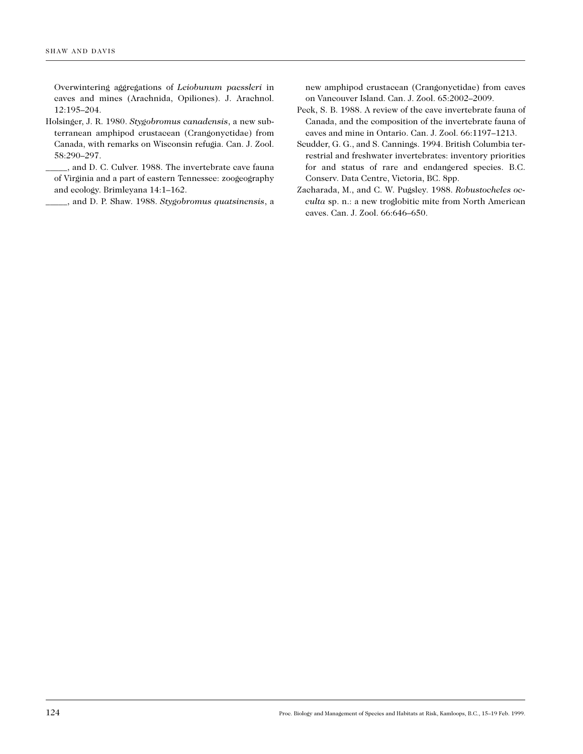Overwintering aggregations of *Leiobunum paessleri* in caves and mines (Arachnida, Opiliones). J. Arachnol. 12:195–204.

Holsinger, J. R. 1980. *Stygobromus canadensis*, a new subterranean amphipod crustacean (Crangonyctidae) from Canada, with remarks on Wisconsin refugia. Can. J. Zool. 58:290–297.

_____, and D. C. Culver. 1988. The invertebrate cave fauna of Virginia and a part of eastern Tennessee: zoogeography and ecology. Brimleyana 14:1–162.

_____, and D. P. Shaw. 1988. *Stygobromus quatsinensis*, a new amphipod crustacean (Crangonyctidae) from caves on Vancouver Island. Can. J. Zool. 65:2002–2009.

Peck, S. B. 1988. A review of the cave invertebrate fauna of Canada, and the composition of the invertebrate fauna of caves and mine in Ontario. Can. J. Zool. 66:1197–1213.

Scudder, G. G., and S. Cannings. 1994. British Columbia terrestrial and freshwater invertebrates: inventory priorities for and status of rare and endangered species. B.C. Conserv. Data Centre, Victoria, BC. 8pp.

Zacharada, M., and C. W. Pugsley. 1988. *Robustocheles occulta* sp. n.: a new troglobitic mite from North American caves. Can. J. Zool. 66:646–650.